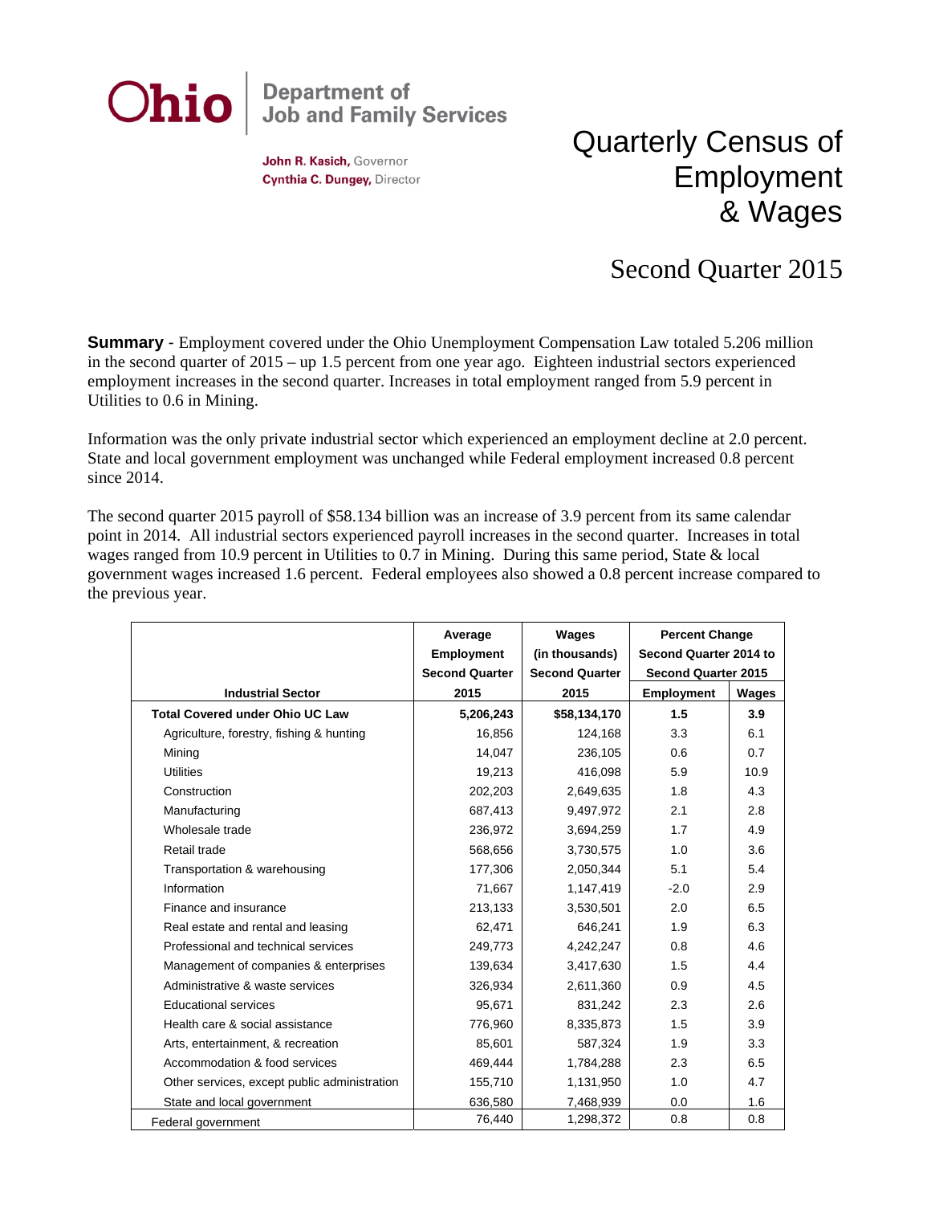**Ohio** | Department of Job and Family Services

**John R. Kasich,** Governor
**Cynthia C. Dungey,** Director

# Quarterly Census of Employment & Wages

## Second Quarter 2015

**Summary** - Employment covered under the Ohio Unemployment Compensation Law totaled 5.206 million in the second quarter of 2015 – up 1.5 percent from one year ago. Eighteen industrial sectors experienced employment increases in the second quarter. Increases in total employment ranged from 5.9 percent in Utilities to 0.6 in Mining.

Information was the only private industrial sector which experienced an employment decline at 2.0 percent. State and local government employment was unchanged while Federal employment increased 0.8 percent since 2014.

The second quarter 2015 payroll of $58.134 billion was an increase of 3.9 percent from its same calendar point in 2014. All industrial sectors experienced payroll increases in the second quarter. Increases in total wages ranged from 10.9 percent in Utilities to 0.7 in Mining. During this same period, State & local government wages increased 1.6 percent. Federal employees also showed a 0.8 percent increase compared to the previous year.

| Industrial Sector | Average Employment Second Quarter 2015 | Wages (in thousands) Second Quarter 2015 | Percent Change Second Quarter 2014 to Second Quarter 2015 | |
|---|---|---|---|---|
| | | | Employment | Wages |
| **Total Covered under Ohio UC Law** | **5,206,243** | **$58,134,170** | **1.5** | **3.9** |
| Agriculture, forestry, fishing & hunting | 16,856 | 124,168 | 3.3 | 6.1 |
| Mining | 14,047 | 236,105 | 0.6 | 0.7 |
| Utilities | 19,213 | 416,098 | 5.9 | 10.9 |
| Construction | 202,203 | 2,649,635 | 1.8 | 4.3 |
| Manufacturing | 687,413 | 9,497,972 | 2.1 | 2.8 |
| Wholesale trade | 236,972 | 3,694,259 | 1.7 | 4.9 |
| Retail trade | 568,656 | 3,730,575 | 1.0 | 3.6 |
| Transportation & warehousing | 177,306 | 2,050,344 | 5.1 | 5.4 |
| Information | 71,667 | 1,147,419 | -2.0 | 2.9 |
| Finance and insurance | 213,133 | 3,530,501 | 2.0 | 6.5 |
| Real estate and rental and leasing | 62,471 | 646,241 | 1.9 | 6.3 |
| Professional and technical services | 249,773 | 4,242,247 | 0.8 | 4.6 |
| Management of companies & enterprises | 139,634 | 3,417,630 | 1.5 | 4.4 |
| Administrative & waste services | 326,934 | 2,611,360 | 0.9 | 4.5 |
| Educational services | 95,671 | 831,242 | 2.3 | 2.6 |
| Health care & social assistance | 776,960 | 8,335,873 | 1.5 | 3.9 |
| Arts, entertainment, & recreation | 85,601 | 587,324 | 1.9 | 3.3 |
| Accommodation & food services | 469,444 | 1,784,288 | 2.3 | 6.5 |
| Other services, except public administration | 155,710 | 1,131,950 | 1.0 | 4.7 |
| State and local government | 636,580 | 7,468,939 | 0.0 | 1.6 |
| Federal government | 76,440 | 1,298,372 | 0.8 | 0.8 |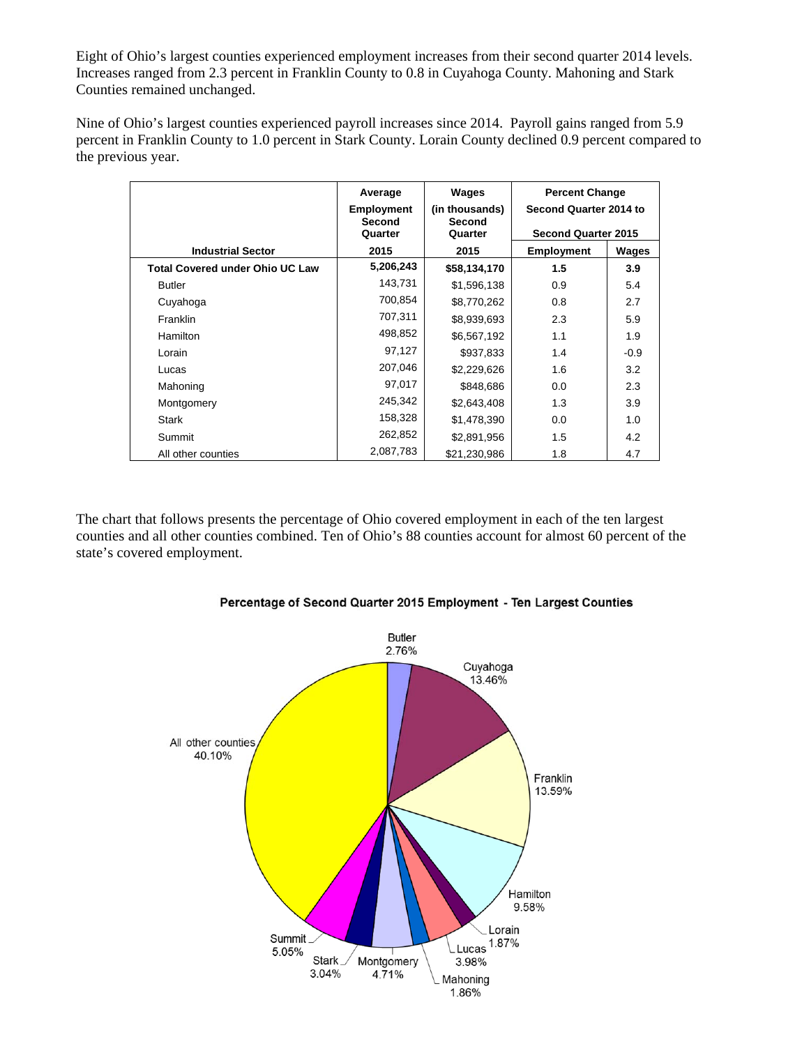Eight of Ohio's largest counties experienced employment increases from their second quarter 2014 levels. Increases ranged from 2.3 percent in Franklin County to 0.8 in Cuyahoga County. Mahoning and Stark Counties remained unchanged.

Nine of Ohio's largest counties experienced payroll increases since 2014. Payroll gains ranged from 5.9 percent in Franklin County to 1.0 percent in Stark County. Lorain County declined 0.9 percent compared to the previous year.

| Industrial Sector | Average Employment Second Quarter 2015 | Wages (in thousands) Second Quarter 2015 | Percent Change Second Quarter 2014 to Second Quarter 2015 | |
|---|---|---|---|---|
| | | | Employment | Wages |
| **Total Covered under Ohio UC Law** | **5,206,243** | **$58,134,170** | **1.5** | **3.9** |
| Butler | 143,731 | $1,596,138 | 0.9 | 5.4 |
| Cuyahoga | 700,854 | $8,770,262 | 0.8 | 2.7 |
| Franklin | 707,311 | $8,939,693 | 2.3 | 5.9 |
| Hamilton | 498,852 | $6,567,192 | 1.1 | 1.9 |
| Lorain | 97,127 | $937,833 | 1.4 | -0.9 |
| Lucas | 207,046 | $2,229,626 | 1.6 | 3.2 |
| Mahoning | 97,017 | $848,686 | 0.0 | 2.3 |
| Montgomery | 245,342 | $2,643,408 | 1.3 | 3.9 |
| Stark | 158,328 | $1,478,390 | 0.0 | 1.0 |
| Summit | 262,852 | $2,891,956 | 1.5 | 4.2 |
| All other counties | 2,087,783 | $21,230,986 | 1.8 | 4.7 |

The chart that follows presents the percentage of Ohio covered employment in each of the ten largest counties and all other counties combined. Ten of Ohio's 88 counties account for almost 60 percent of the state's covered employment.

**Percentage of Second Quarter 2015 Employment - Ten Largest Counties**

| County | Percentage |
|---|---|
| Butler | 2.76% |
| Cuyahoga | 13.46% |
| Franklin | 13.59% |
| Hamilton | 9.58% |
| Lorain | 1.87% |
| Lucas | 3.98% |
| Mahoning | 1.86% |
| Montgomery | 4.71% |
| Stark | 3.04% |
| Summit | 5.05% |
| All other counties | 40.10% |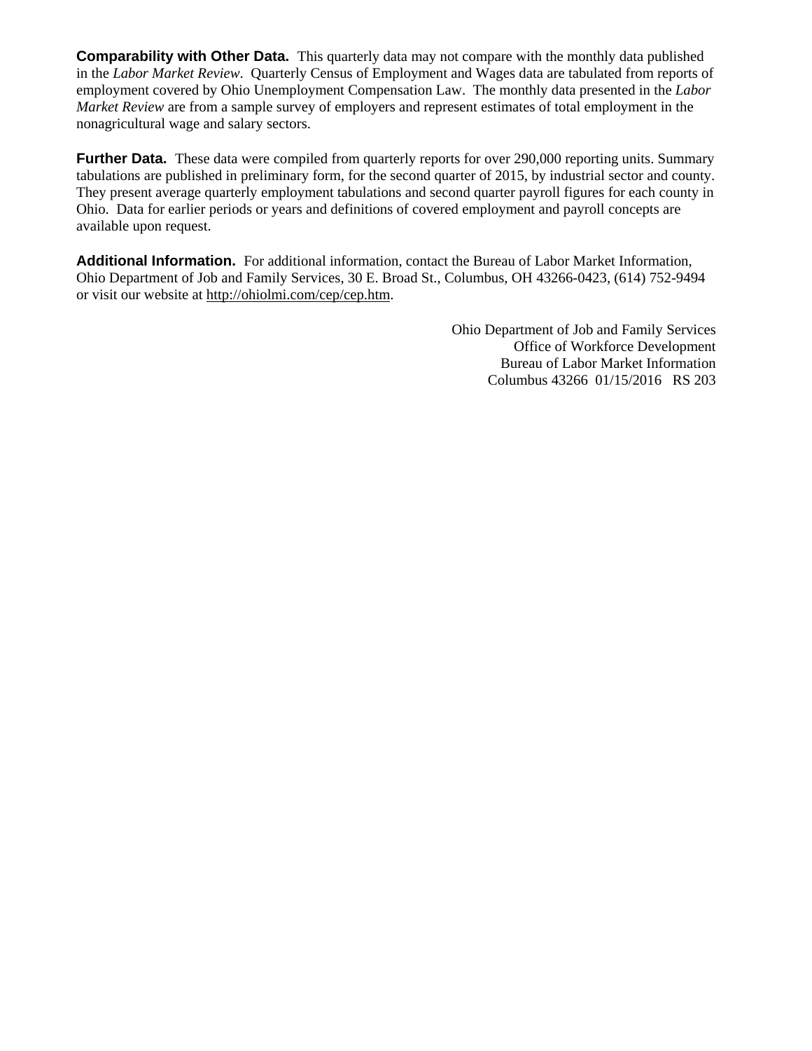**Comparability with Other Data.** This quarterly data may not compare with the monthly data published in the *Labor Market Review*. Quarterly Census of Employment and Wages data are tabulated from reports of employment covered by Ohio Unemployment Compensation Law. The monthly data presented in the *Labor Market Review* are from a sample survey of employers and represent estimates of total employment in the nonagricultural wage and salary sectors.

**Further Data.** These data were compiled from quarterly reports for over 290,000 reporting units. Summary tabulations are published in preliminary form, for the second quarter of 2015, by industrial sector and county. They present average quarterly employment tabulations and second quarter payroll figures for each county in Ohio. Data for earlier periods or years and definitions of covered employment and payroll concepts are available upon request.

**Additional Information.** For additional information, contact the Bureau of Labor Market Information, Ohio Department of Job and Family Services, 30 E. Broad St., Columbus, OH 43266-0423, (614) 752-9494 or visit our website at http://ohiolmi.com/cep/cep.htm.

Ohio Department of Job and Family Services
Office of Workforce Development
Bureau of Labor Market Information
Columbus 43266 01/15/2016 RS 203